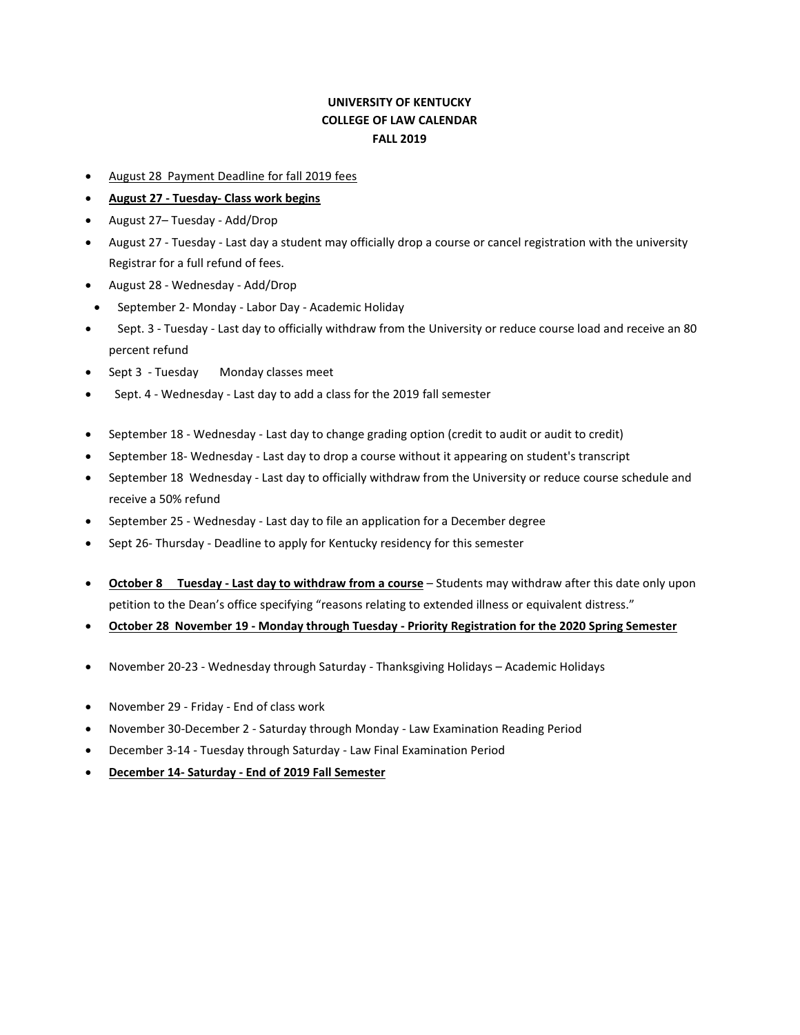**UNIVERSITY OF KENTUCKY**
**COLLEGE OF LAW CALENDAR**
**FALL 2019**

- <u>August 28 Payment Deadline for fall 2019 fees</u>
- **<u>August 27 - Tuesday- Class work begins</u>**
- August 27– Tuesday - Add/Drop
- August 27 - Tuesday - Last day a student may officially drop a course or cancel registration with the university Registrar for a full refund of fees.
- August 28 - Wednesday - Add/Drop
- September 2- Monday - Labor Day - Academic Holiday
- Sept. 3 - Tuesday - Last day to officially withdraw from the University or reduce course load and receive an 80 percent refund
- Sept 3 - Tuesday Monday classes meet
- Sept. 4 - Wednesday - Last day to add a class for the 2019 fall semester
- September 18 - Wednesday - Last day to change grading option (credit to audit or audit to credit)
- September 18- Wednesday - Last day to drop a course without it appearing on student's transcript
- September 18 Wednesday - Last day to officially withdraw from the University or reduce course schedule and receive a 50% refund
- September 25 - Wednesday - Last day to file an application for a December degree
- Sept 26- Thursday - Deadline to apply for Kentucky residency for this semester
- **<u>October 8 Tuesday - Last day to withdraw from a course</u>** – Students may withdraw after this date only upon petition to the Dean's office specifying "reasons relating to extended illness or equivalent distress."
- **<u>October 28 November 19 - Monday through Tuesday - Priority Registration for the 2020 Spring Semester</u>**
- November 20-23 - Wednesday through Saturday - Thanksgiving Holidays – Academic Holidays
- November 29 - Friday - End of class work
- November 30-December 2 - Saturday through Monday - Law Examination Reading Period
- December 3-14 - Tuesday through Saturday - Law Final Examination Period
- **<u>December 14- Saturday - End of 2019 Fall Semester</u>**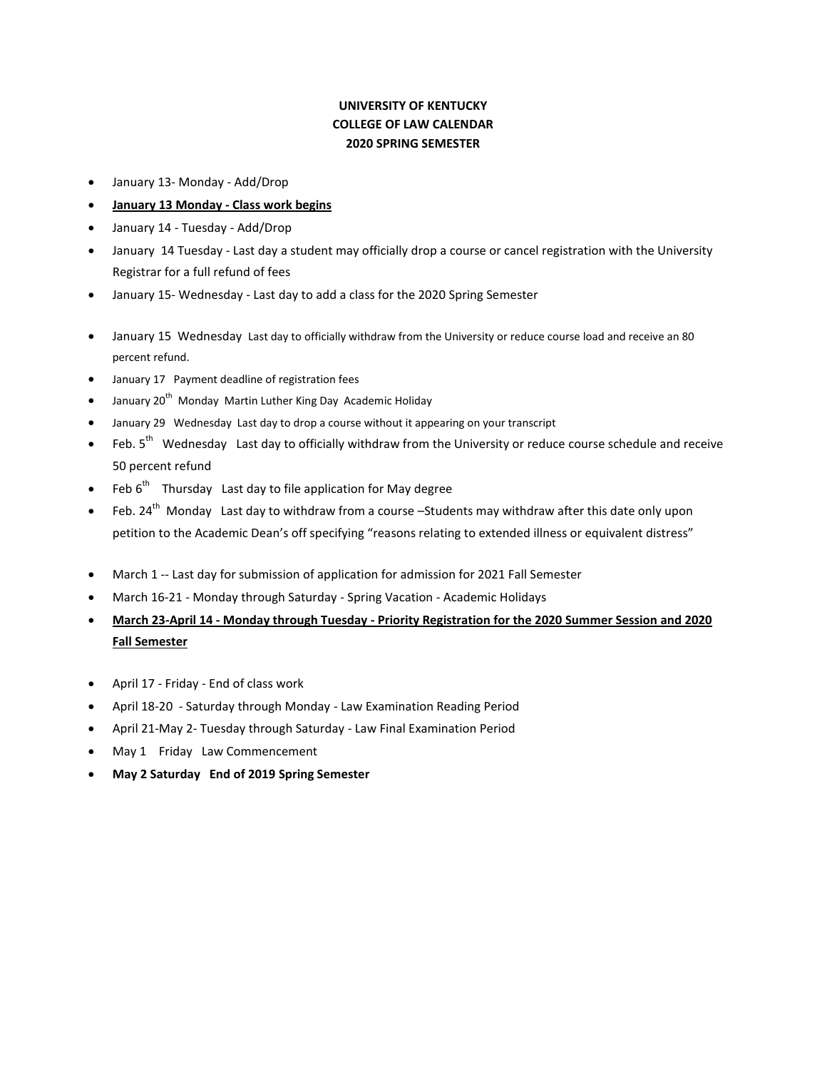**UNIVERSITY OF KENTUCKY**
**COLLEGE OF LAW CALENDAR**
**2020 SPRING SEMESTER**

- January 13- Monday - Add/Drop
- **January 13 Monday - Class work begins**
- January 14 - Tuesday - Add/Drop
- January 14 Tuesday - Last day a student may officially drop a course or cancel registration with the University Registrar for a full refund of fees
- January 15- Wednesday - Last day to add a class for the 2020 Spring Semester
- January 15 Wednesday Last day to officially withdraw from the University or reduce course load and receive an 80 percent refund.
- January 17 Payment deadline of registration fees
- January 20th Monday Martin Luther King Day Academic Holiday
- January 29 Wednesday Last day to drop a course without it appearing on your transcript
- Feb. 5th Wednesday Last day to officially withdraw from the University or reduce course schedule and receive 50 percent refund
- Feb 6th Thursday Last day to file application for May degree
- Feb. 24th Monday Last day to withdraw from a course –Students may withdraw after this date only upon petition to the Academic Dean's off specifying "reasons relating to extended illness or equivalent distress"
- March 1 -- Last day for submission of application for admission for 2021 Fall Semester
- March 16-21 - Monday through Saturday - Spring Vacation - Academic Holidays
- **March 23-April 14 - Monday through Tuesday - Priority Registration for the 2020 Summer Session and 2020 Fall Semester**
- April 17 - Friday - End of class work
- April 18-20 - Saturday through Monday - Law Examination Reading Period
- April 21-May 2- Tuesday through Saturday - Law Final Examination Period
- May 1 Friday Law Commencement
- **May 2 Saturday End of 2019 Spring Semester**